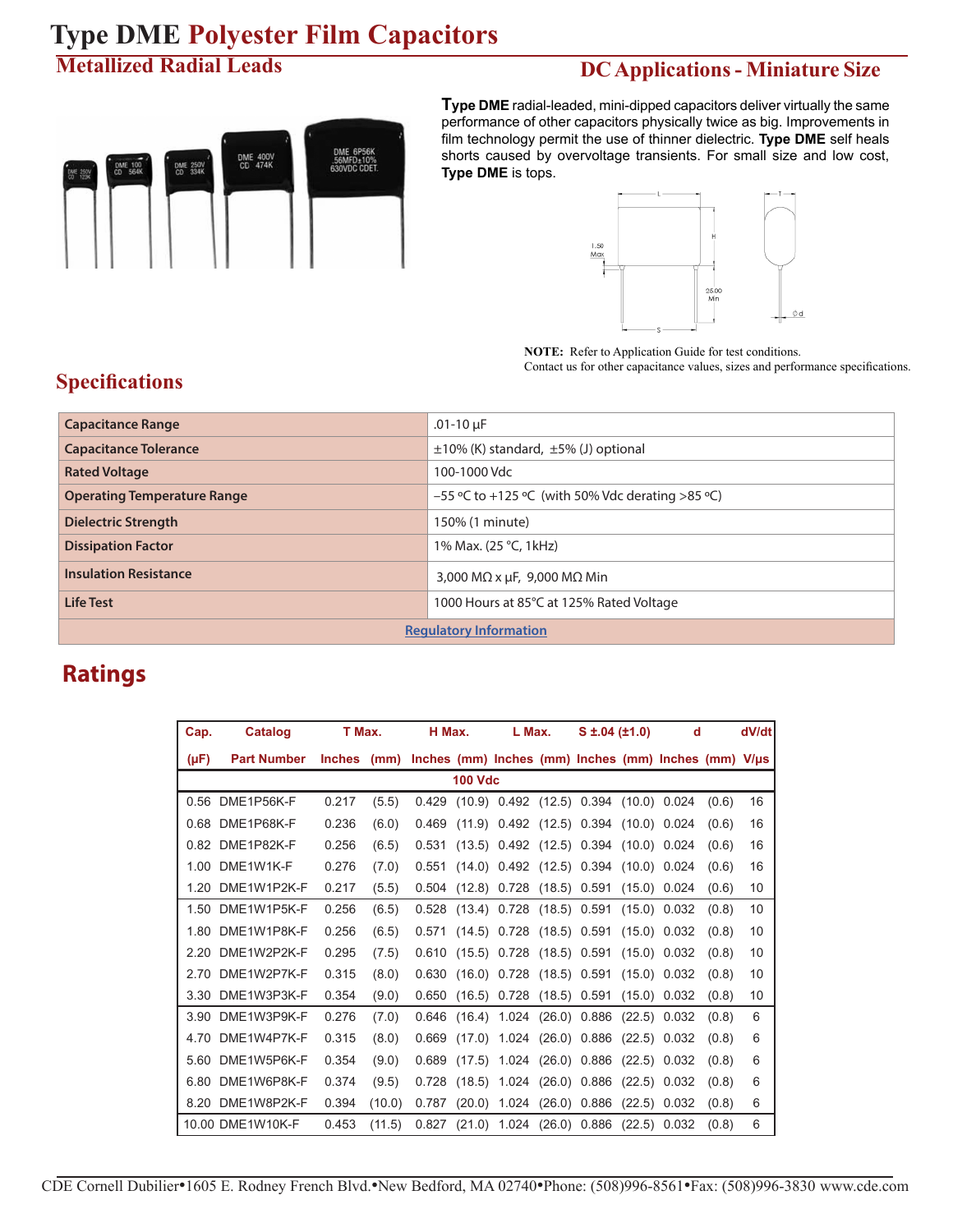# Type DME Polyester Film Capacitors

## Metallized Radial Leads

## DC Applications - Miniature Size

**Type DME** radial-leaded, mini-dipped capacitors deliver virtually the same performance of other capacitors physically twice as big. Improvements in film technology permit the use of thinner dielectric. **Type DME** self heals shorts caused by overvoltage transients. For small size and low cost, **Type DME** is tops.

**NOTE:** Refer to Application Guide for test conditions.
Contact us for other capacitance values, sizes and performance specifications.

## Specifications

| | |
|---|---|
| **Capacitance Range** | .01-10 µF |
| **Capacitance Tolerance** | ±10% (K) standard, ±5% (J) optional |
| **Rated Voltage** | 100-1000 Vdc |
| **Operating Temperature Range** | –55 ºC to +125 ºC (with 50% Vdc derating >85 ºC) |
| **Dielectric Strength** | 150% (1 minute) |
| **Dissipation Factor** | 1% Max. (25 °C, 1kHz) |
| **Insulation Resistance** | 3,000 MΩ x µF, 9,000 MΩ Min |
| **Life Test** | 1000 Hours at 85°C at 125% Rated Voltage |
| Regulatory Information | |

## Ratings

| Cap. | Catalog | T Max. | | H Max. | | L Max. | | S ±.04 (±1.0) | | d | | dV/dt |
|---|---|---|---|---|---|---|---|---|---|---|---|---|
| (µF) | Part Number | Inches | (mm) | Inches | (mm) | Inches | (mm) | Inches | (mm) | Inches | (mm) | V/µs |
| **100 Vdc** | | | | | | | | | | | | |
| 0.56 | DME1P56K-F | 0.217 | (5.5) | 0.429 | (10.9) | 0.492 | (12.5) | 0.394 | (10.0) | 0.024 | (0.6) | 16 |
| 0.68 | DME1P68K-F | 0.236 | (6.0) | 0.469 | (11.9) | 0.492 | (12.5) | 0.394 | (10.0) | 0.024 | (0.6) | 16 |
| 0.82 | DME1P82K-F | 0.256 | (6.5) | 0.531 | (13.5) | 0.492 | (12.5) | 0.394 | (10.0) | 0.024 | (0.6) | 16 |
| 1.00 | DME1W1K-F | 0.276 | (7.0) | 0.551 | (14.0) | 0.492 | (12.5) | 0.394 | (10.0) | 0.024 | (0.6) | 16 |
| 1.20 | DME1W1P2K-F | 0.217 | (5.5) | 0.504 | (12.8) | 0.728 | (18.5) | 0.591 | (15.0) | 0.024 | (0.6) | 10 |
| 1.50 | DME1W1P5K-F | 0.256 | (6.5) | 0.528 | (13.4) | 0.728 | (18.5) | 0.591 | (15.0) | 0.032 | (0.8) | 10 |
| 1.80 | DME1W1P8K-F | 0.256 | (6.5) | 0.571 | (14.5) | 0.728 | (18.5) | 0.591 | (15.0) | 0.032 | (0.8) | 10 |
| 2.20 | DME1W2P2K-F | 0.295 | (7.5) | 0.610 | (15.5) | 0.728 | (18.5) | 0.591 | (15.0) | 0.032 | (0.8) | 10 |
| 2.70 | DME1W2P7K-F | 0.315 | (8.0) | 0.630 | (16.0) | 0.728 | (18.5) | 0.591 | (15.0) | 0.032 | (0.8) | 10 |
| 3.30 | DME1W3P3K-F | 0.354 | (9.0) | 0.650 | (16.5) | 0.728 | (18.5) | 0.591 | (15.0) | 0.032 | (0.8) | 10 |
| 3.90 | DME1W3P9K-F | 0.276 | (7.0) | 0.646 | (16.4) | 1.024 | (26.0) | 0.886 | (22.5) | 0.032 | (0.8) | 6 |
| 4.70 | DME1W4P7K-F | 0.315 | (8.0) | 0.669 | (17.0) | 1.024 | (26.0) | 0.886 | (22.5) | 0.032 | (0.8) | 6 |
| 5.60 | DME1W5P6K-F | 0.354 | (9.0) | 0.689 | (17.5) | 1.024 | (26.0) | 0.886 | (22.5) | 0.032 | (0.8) | 6 |
| 6.80 | DME1W6P8K-F | 0.374 | (9.5) | 0.728 | (18.5) | 1.024 | (26.0) | 0.886 | (22.5) | 0.032 | (0.8) | 6 |
| 8.20 | DME1W8P2K-F | 0.394 | (10.0) | 0.787 | (20.0) | 1.024 | (26.0) | 0.886 | (22.5) | 0.032 | (0.8) | 6 |
| 10.00 | DME1W10K-F | 0.453 | (11.5) | 0.827 | (21.0) | 1.024 | (26.0) | 0.886 | (22.5) | 0.032 | (0.8) | 6 |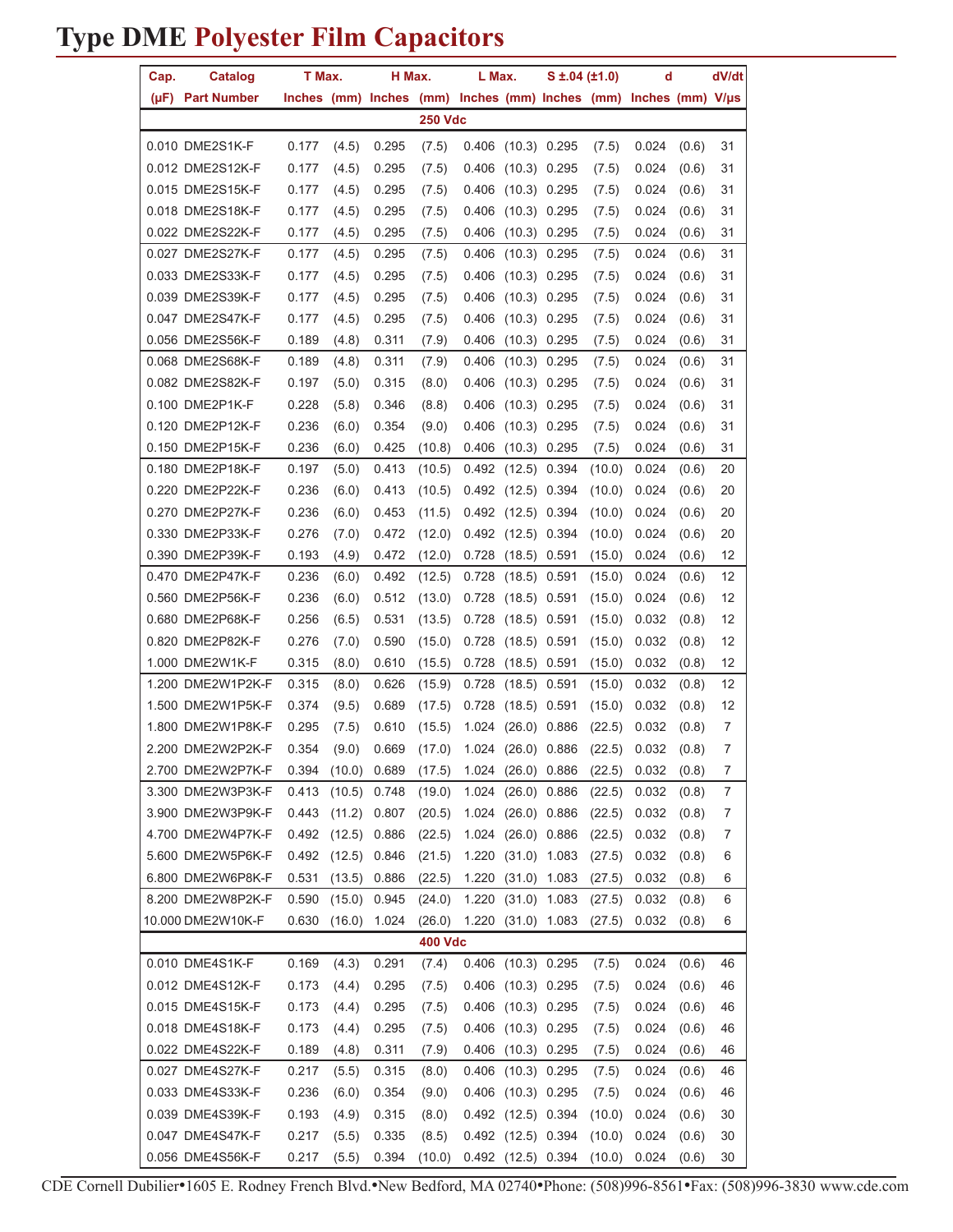# Type DME Polyester Film Capacitors

| Cap. | Catalog | T Max. | | H Max. | | L Max. | | S ±.04 (±1.0) | | d | | dV/dt |
|---|---|---|---|---|---|---|---|---|---|---|---|---|
| (µF) | Part Number | Inches | (mm) | Inches | (mm) | Inches | (mm) | Inches | (mm) | Inches | (mm) | V/µs |
| **250 Vdc** | | | | | | | | | | | | |
| 0.010 | DME2S1K-F | 0.177 | (4.5) | 0.295 | (7.5) | 0.406 | (10.3) | 0.295 | (7.5) | 0.024 | (0.6) | 31 |
| 0.012 | DME2S12K-F | 0.177 | (4.5) | 0.295 | (7.5) | 0.406 | (10.3) | 0.295 | (7.5) | 0.024 | (0.6) | 31 |
| 0.015 | DME2S15K-F | 0.177 | (4.5) | 0.295 | (7.5) | 0.406 | (10.3) | 0.295 | (7.5) | 0.024 | (0.6) | 31 |
| 0.018 | DME2S18K-F | 0.177 | (4.5) | 0.295 | (7.5) | 0.406 | (10.3) | 0.295 | (7.5) | 0.024 | (0.6) | 31 |
| 0.022 | DME2S22K-F | 0.177 | (4.5) | 0.295 | (7.5) | 0.406 | (10.3) | 0.295 | (7.5) | 0.024 | (0.6) | 31 |
| 0.027 | DME2S27K-F | 0.177 | (4.5) | 0.295 | (7.5) | 0.406 | (10.3) | 0.295 | (7.5) | 0.024 | (0.6) | 31 |
| 0.033 | DME2S33K-F | 0.177 | (4.5) | 0.295 | (7.5) | 0.406 | (10.3) | 0.295 | (7.5) | 0.024 | (0.6) | 31 |
| 0.039 | DME2S39K-F | 0.177 | (4.5) | 0.295 | (7.5) | 0.406 | (10.3) | 0.295 | (7.5) | 0.024 | (0.6) | 31 |
| 0.047 | DME2S47K-F | 0.177 | (4.5) | 0.295 | (7.5) | 0.406 | (10.3) | 0.295 | (7.5) | 0.024 | (0.6) | 31 |
| 0.056 | DME2S56K-F | 0.189 | (4.8) | 0.311 | (7.9) | 0.406 | (10.3) | 0.295 | (7.5) | 0.024 | (0.6) | 31 |
| 0.068 | DME2S68K-F | 0.189 | (4.8) | 0.311 | (7.9) | 0.406 | (10.3) | 0.295 | (7.5) | 0.024 | (0.6) | 31 |
| 0.082 | DME2S82K-F | 0.197 | (5.0) | 0.315 | (8.0) | 0.406 | (10.3) | 0.295 | (7.5) | 0.024 | (0.6) | 31 |
| 0.100 | DME2P1K-F | 0.228 | (5.8) | 0.346 | (8.8) | 0.406 | (10.3) | 0.295 | (7.5) | 0.024 | (0.6) | 31 |
| 0.120 | DME2P12K-F | 0.236 | (6.0) | 0.354 | (9.0) | 0.406 | (10.3) | 0.295 | (7.5) | 0.024 | (0.6) | 31 |
| 0.150 | DME2P15K-F | 0.236 | (6.0) | 0.425 | (10.8) | 0.406 | (10.3) | 0.295 | (7.5) | 0.024 | (0.6) | 31 |
| 0.180 | DME2P18K-F | 0.197 | (5.0) | 0.413 | (10.5) | 0.492 | (12.5) | 0.394 | (10.0) | 0.024 | (0.6) | 20 |
| 0.220 | DME2P22K-F | 0.236 | (6.0) | 0.413 | (10.5) | 0.492 | (12.5) | 0.394 | (10.0) | 0.024 | (0.6) | 20 |
| 0.270 | DME2P27K-F | 0.236 | (6.0) | 0.453 | (11.5) | 0.492 | (12.5) | 0.394 | (10.0) | 0.024 | (0.6) | 20 |
| 0.330 | DME2P33K-F | 0.276 | (7.0) | 0.472 | (12.0) | 0.492 | (12.5) | 0.394 | (10.0) | 0.024 | (0.6) | 20 |
| 0.390 | DME2P39K-F | 0.193 | (4.9) | 0.472 | (12.0) | 0.728 | (18.5) | 0.591 | (15.0) | 0.024 | (0.6) | 12 |
| 0.470 | DME2P47K-F | 0.236 | (6.0) | 0.492 | (12.5) | 0.728 | (18.5) | 0.591 | (15.0) | 0.024 | (0.6) | 12 |
| 0.560 | DME2P56K-F | 0.236 | (6.0) | 0.512 | (13.0) | 0.728 | (18.5) | 0.591 | (15.0) | 0.024 | (0.6) | 12 |
| 0.680 | DME2P68K-F | 0.256 | (6.5) | 0.531 | (13.5) | 0.728 | (18.5) | 0.591 | (15.0) | 0.032 | (0.8) | 12 |
| 0.820 | DME2P82K-F | 0.276 | (7.0) | 0.590 | (15.0) | 0.728 | (18.5) | 0.591 | (15.0) | 0.032 | (0.8) | 12 |
| 1.000 | DME2W1K-F | 0.315 | (8.0) | 0.610 | (15.5) | 0.728 | (18.5) | 0.591 | (15.0) | 0.032 | (0.8) | 12 |
| 1.200 | DME2W1P2K-F | 0.315 | (8.0) | 0.626 | (15.9) | 0.728 | (18.5) | 0.591 | (15.0) | 0.032 | (0.8) | 12 |
| 1.500 | DME2W1P5K-F | 0.374 | (9.5) | 0.689 | (17.5) | 0.728 | (18.5) | 0.591 | (15.0) | 0.032 | (0.8) | 12 |
| 1.800 | DME2W1P8K-F | 0.295 | (7.5) | 0.610 | (15.5) | 1.024 | (26.0) | 0.886 | (22.5) | 0.032 | (0.8) | 7 |
| 2.200 | DME2W2P2K-F | 0.354 | (9.0) | 0.669 | (17.0) | 1.024 | (26.0) | 0.886 | (22.5) | 0.032 | (0.8) | 7 |
| 2.700 | DME2W2P7K-F | 0.394 | (10.0) | 0.689 | (17.5) | 1.024 | (26.0) | 0.886 | (22.5) | 0.032 | (0.8) | 7 |
| 3.300 | DME2W3P3K-F | 0.413 | (10.5) | 0.748 | (19.0) | 1.024 | (26.0) | 0.886 | (22.5) | 0.032 | (0.8) | 7 |
| 3.900 | DME2W3P9K-F | 0.443 | (11.2) | 0.807 | (20.5) | 1.024 | (26.0) | 0.886 | (22.5) | 0.032 | (0.8) | 7 |
| 4.700 | DME2W4P7K-F | 0.492 | (12.5) | 0.886 | (22.5) | 1.024 | (26.0) | 0.886 | (22.5) | 0.032 | (0.8) | 7 |
| 5.600 | DME2W5P6K-F | 0.492 | (12.5) | 0.846 | (21.5) | 1.220 | (31.0) | 1.083 | (27.5) | 0.032 | (0.8) | 6 |
| 6.800 | DME2W6P8K-F | 0.531 | (13.5) | 0.886 | (22.5) | 1.220 | (31.0) | 1.083 | (27.5) | 0.032 | (0.8) | 6 |
| 8.200 | DME2W8P2K-F | 0.590 | (15.0) | 0.945 | (24.0) | 1.220 | (31.0) | 1.083 | (27.5) | 0.032 | (0.8) | 6 |
| 10.000 | DME2W10K-F | 0.630 | (16.0) | 1.024 | (26.0) | 1.220 | (31.0) | 1.083 | (27.5) | 0.032 | (0.8) | 6 |
| **400 Vdc** | | | | | | | | | | | | |
| 0.010 | DME4S1K-F | 0.169 | (4.3) | 0.291 | (7.4) | 0.406 | (10.3) | 0.295 | (7.5) | 0.024 | (0.6) | 46 |
| 0.012 | DME4S12K-F | 0.173 | (4.4) | 0.295 | (7.5) | 0.406 | (10.3) | 0.295 | (7.5) | 0.024 | (0.6) | 46 |
| 0.015 | DME4S15K-F | 0.173 | (4.4) | 0.295 | (7.5) | 0.406 | (10.3) | 0.295 | (7.5) | 0.024 | (0.6) | 46 |
| 0.018 | DME4S18K-F | 0.173 | (4.4) | 0.295 | (7.5) | 0.406 | (10.3) | 0.295 | (7.5) | 0.024 | (0.6) | 46 |
| 0.022 | DME4S22K-F | 0.189 | (4.8) | 0.311 | (7.9) | 0.406 | (10.3) | 0.295 | (7.5) | 0.024 | (0.6) | 46 |
| 0.027 | DME4S27K-F | 0.217 | (5.5) | 0.315 | (8.0) | 0.406 | (10.3) | 0.295 | (7.5) | 0.024 | (0.6) | 46 |
| 0.033 | DME4S33K-F | 0.236 | (6.0) | 0.354 | (9.0) | 0.406 | (10.3) | 0.295 | (7.5) | 0.024 | (0.6) | 46 |
| 0.039 | DME4S39K-F | 0.193 | (4.9) | 0.315 | (8.0) | 0.492 | (12.5) | 0.394 | (10.0) | 0.024 | (0.6) | 30 |
| 0.047 | DME4S47K-F | 0.217 | (5.5) | 0.335 | (8.5) | 0.492 | (12.5) | 0.394 | (10.0) | 0.024 | (0.6) | 30 |
| 0.056 | DME4S56K-F | 0.217 | (5.5) | 0.394 | (10.0) | 0.492 | (12.5) | 0.394 | (10.0) | 0.024 | (0.6) | 30 |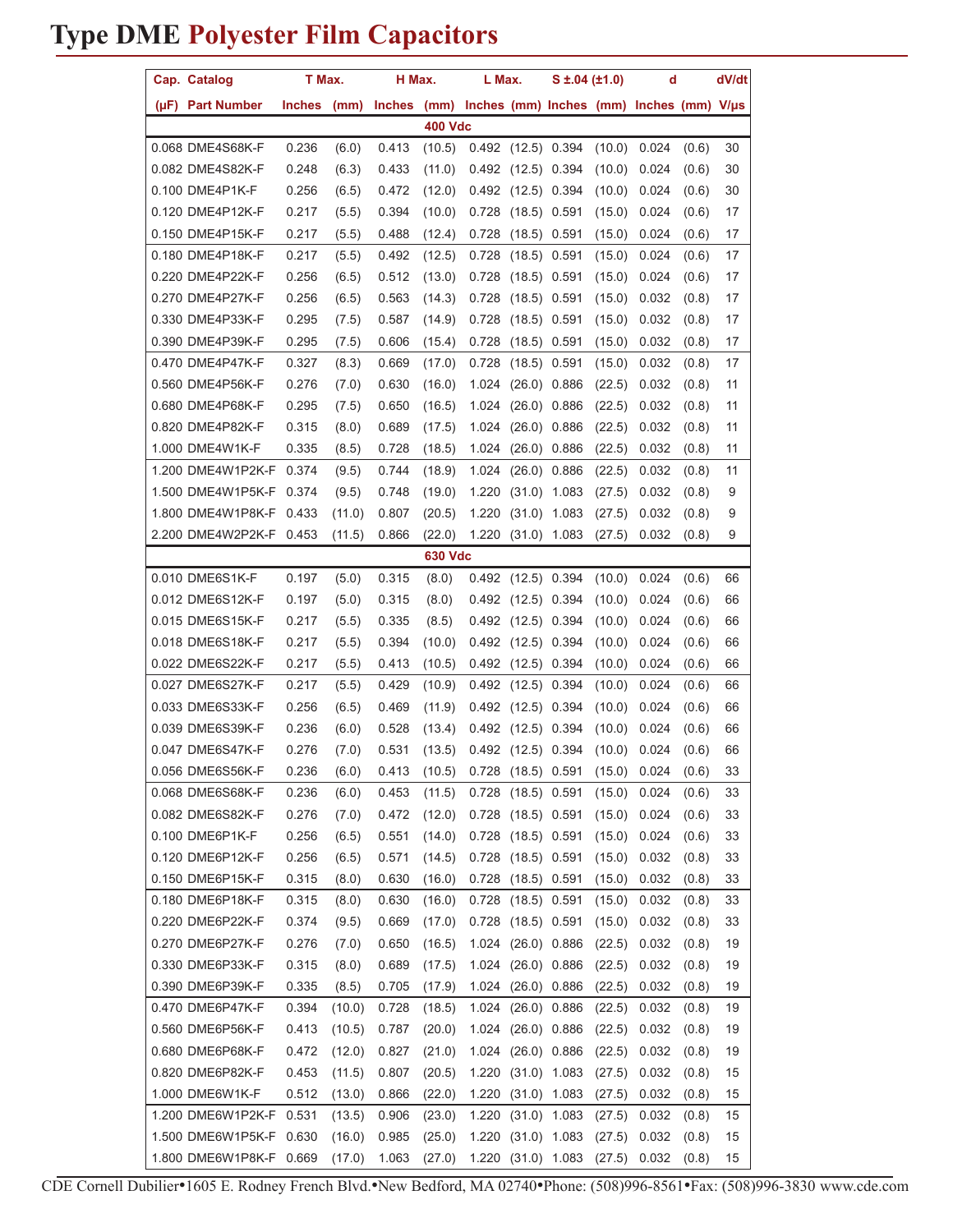# Type DME Polyester Film Capacitors

| Cap. (µF) | Catalog Part Number | T Max. Inches | T Max. (mm) | H Max. Inches | H Max. (mm) | L Max. Inches | L Max. (mm) | S ±.04 (±1.0) Inches | S ±.04 (±1.0) (mm) | d Inches | d (mm) | dV/dt V/µs |
|---|---|---|---|---|---|---|---|---|---|---|---|---|
| **400 Vdc** | | | | | | | | | | | | |
| 0.068 | DME4S68K-F | 0.236 | (6.0) | 0.413 | (10.5) | 0.492 | (12.5) | 0.394 | (10.0) | 0.024 | (0.6) | 30 |
| 0.082 | DME4S82K-F | 0.248 | (6.3) | 0.433 | (11.0) | 0.492 | (12.5) | 0.394 | (10.0) | 0.024 | (0.6) | 30 |
| 0.100 | DME4P1K-F | 0.256 | (6.5) | 0.472 | (12.0) | 0.492 | (12.5) | 0.394 | (10.0) | 0.024 | (0.6) | 30 |
| 0.120 | DME4P12K-F | 0.217 | (5.5) | 0.394 | (10.0) | 0.728 | (18.5) | 0.591 | (15.0) | 0.024 | (0.6) | 17 |
| 0.150 | DME4P15K-F | 0.217 | (5.5) | 0.488 | (12.4) | 0.728 | (18.5) | 0.591 | (15.0) | 0.024 | (0.6) | 17 |
| 0.180 | DME4P18K-F | 0.217 | (5.5) | 0.492 | (12.5) | 0.728 | (18.5) | 0.591 | (15.0) | 0.024 | (0.6) | 17 |
| 0.220 | DME4P22K-F | 0.256 | (6.5) | 0.512 | (13.0) | 0.728 | (18.5) | 0.591 | (15.0) | 0.024 | (0.6) | 17 |
| 0.270 | DME4P27K-F | 0.256 | (6.5) | 0.563 | (14.3) | 0.728 | (18.5) | 0.591 | (15.0) | 0.032 | (0.8) | 17 |
| 0.330 | DME4P33K-F | 0.295 | (7.5) | 0.587 | (14.9) | 0.728 | (18.5) | 0.591 | (15.0) | 0.032 | (0.8) | 17 |
| 0.390 | DME4P39K-F | 0.295 | (7.5) | 0.606 | (15.4) | 0.728 | (18.5) | 0.591 | (15.0) | 0.032 | (0.8) | 17 |
| 0.470 | DME4P47K-F | 0.327 | (8.3) | 0.669 | (17.0) | 0.728 | (18.5) | 0.591 | (15.0) | 0.032 | (0.8) | 17 |
| 0.560 | DME4P56K-F | 0.276 | (7.0) | 0.630 | (16.0) | 1.024 | (26.0) | 0.886 | (22.5) | 0.032 | (0.8) | 11 |
| 0.680 | DME4P68K-F | 0.295 | (7.5) | 0.650 | (16.5) | 1.024 | (26.0) | 0.886 | (22.5) | 0.032 | (0.8) | 11 |
| 0.820 | DME4P82K-F | 0.315 | (8.0) | 0.689 | (17.5) | 1.024 | (26.0) | 0.886 | (22.5) | 0.032 | (0.8) | 11 |
| 1.000 | DME4W1K-F | 0.335 | (8.5) | 0.728 | (18.5) | 1.024 | (26.0) | 0.886 | (22.5) | 0.032 | (0.8) | 11 |
| 1.200 | DME4W1P2K-F | 0.374 | (9.5) | 0.744 | (18.9) | 1.024 | (26.0) | 0.886 | (22.5) | 0.032 | (0.8) | 11 |
| 1.500 | DME4W1P5K-F | 0.374 | (9.5) | 0.748 | (19.0) | 1.220 | (31.0) | 1.083 | (27.5) | 0.032 | (0.8) | 9 |
| 1.800 | DME4W1P8K-F | 0.433 | (11.0) | 0.807 | (20.5) | 1.220 | (31.0) | 1.083 | (27.5) | 0.032 | (0.8) | 9 |
| 2.200 | DME4W2P2K-F | 0.453 | (11.5) | 0.866 | (22.0) | 1.220 | (31.0) | 1.083 | (27.5) | 0.032 | (0.8) | 9 |
| **630 Vdc** | | | | | | | | | | | | |
| 0.010 | DME6S1K-F | 0.197 | (5.0) | 0.315 | (8.0) | 0.492 | (12.5) | 0.394 | (10.0) | 0.024 | (0.6) | 66 |
| 0.012 | DME6S12K-F | 0.197 | (5.0) | 0.315 | (8.0) | 0.492 | (12.5) | 0.394 | (10.0) | 0.024 | (0.6) | 66 |
| 0.015 | DME6S15K-F | 0.217 | (5.5) | 0.335 | (8.5) | 0.492 | (12.5) | 0.394 | (10.0) | 0.024 | (0.6) | 66 |
| 0.018 | DME6S18K-F | 0.217 | (5.5) | 0.394 | (10.0) | 0.492 | (12.5) | 0.394 | (10.0) | 0.024 | (0.6) | 66 |
| 0.022 | DME6S22K-F | 0.217 | (5.5) | 0.413 | (10.5) | 0.492 | (12.5) | 0.394 | (10.0) | 0.024 | (0.6) | 66 |
| 0.027 | DME6S27K-F | 0.217 | (5.5) | 0.429 | (10.9) | 0.492 | (12.5) | 0.394 | (10.0) | 0.024 | (0.6) | 66 |
| 0.033 | DME6S33K-F | 0.256 | (6.5) | 0.469 | (11.9) | 0.492 | (12.5) | 0.394 | (10.0) | 0.024 | (0.6) | 66 |
| 0.039 | DME6S39K-F | 0.236 | (6.0) | 0.528 | (13.4) | 0.492 | (12.5) | 0.394 | (10.0) | 0.024 | (0.6) | 66 |
| 0.047 | DME6S47K-F | 0.276 | (7.0) | 0.531 | (13.5) | 0.492 | (12.5) | 0.394 | (10.0) | 0.024 | (0.6) | 66 |
| 0.056 | DME6S56K-F | 0.236 | (6.0) | 0.413 | (10.5) | 0.728 | (18.5) | 0.591 | (15.0) | 0.024 | (0.6) | 33 |
| 0.068 | DME6S68K-F | 0.236 | (6.0) | 0.453 | (11.5) | 0.728 | (18.5) | 0.591 | (15.0) | 0.024 | (0.6) | 33 |
| 0.082 | DME6S82K-F | 0.276 | (7.0) | 0.472 | (12.0) | 0.728 | (18.5) | 0.591 | (15.0) | 0.024 | (0.6) | 33 |
| 0.100 | DME6P1K-F | 0.256 | (6.5) | 0.551 | (14.0) | 0.728 | (18.5) | 0.591 | (15.0) | 0.024 | (0.6) | 33 |
| 0.120 | DME6P12K-F | 0.256 | (6.5) | 0.571 | (14.5) | 0.728 | (18.5) | 0.591 | (15.0) | 0.032 | (0.8) | 33 |
| 0.150 | DME6P15K-F | 0.315 | (8.0) | 0.630 | (16.0) | 0.728 | (18.5) | 0.591 | (15.0) | 0.032 | (0.8) | 33 |
| 0.180 | DME6P18K-F | 0.315 | (8.0) | 0.630 | (16.0) | 0.728 | (18.5) | 0.591 | (15.0) | 0.032 | (0.8) | 33 |
| 0.220 | DME6P22K-F | 0.374 | (9.5) | 0.669 | (17.0) | 0.728 | (18.5) | 0.591 | (15.0) | 0.032 | (0.8) | 33 |
| 0.270 | DME6P27K-F | 0.276 | (7.0) | 0.650 | (16.5) | 1.024 | (26.0) | 0.886 | (22.5) | 0.032 | (0.8) | 19 |
| 0.330 | DME6P33K-F | 0.315 | (8.0) | 0.689 | (17.5) | 1.024 | (26.0) | 0.886 | (22.5) | 0.032 | (0.8) | 19 |
| 0.390 | DME6P39K-F | 0.335 | (8.5) | 0.705 | (17.9) | 1.024 | (26.0) | 0.886 | (22.5) | 0.032 | (0.8) | 19 |
| 0.470 | DME6P47K-F | 0.394 | (10.0) | 0.728 | (18.5) | 1.024 | (26.0) | 0.886 | (22.5) | 0.032 | (0.8) | 19 |
| 0.560 | DME6P56K-F | 0.413 | (10.5) | 0.787 | (20.0) | 1.024 | (26.0) | 0.886 | (22.5) | 0.032 | (0.8) | 19 |
| 0.680 | DME6P68K-F | 0.472 | (12.0) | 0.827 | (21.0) | 1.024 | (26.0) | 0.886 | (22.5) | 0.032 | (0.8) | 19 |
| 0.820 | DME6P82K-F | 0.453 | (11.5) | 0.807 | (20.5) | 1.220 | (31.0) | 1.083 | (27.5) | 0.032 | (0.8) | 15 |
| 1.000 | DME6W1K-F | 0.512 | (13.0) | 0.866 | (22.0) | 1.220 | (31.0) | 1.083 | (27.5) | 0.032 | (0.8) | 15 |
| 1.200 | DME6W1P2K-F | 0.531 | (13.5) | 0.906 | (23.0) | 1.220 | (31.0) | 1.083 | (27.5) | 0.032 | (0.8) | 15 |
| 1.500 | DME6W1P5K-F | 0.630 | (16.0) | 0.985 | (25.0) | 1.220 | (31.0) | 1.083 | (27.5) | 0.032 | (0.8) | 15 |
| 1.800 | DME6W1P8K-F | 0.669 | (17.0) | 1.063 | (27.0) | 1.220 | (31.0) | 1.083 | (27.5) | 0.032 | (0.8) | 15 |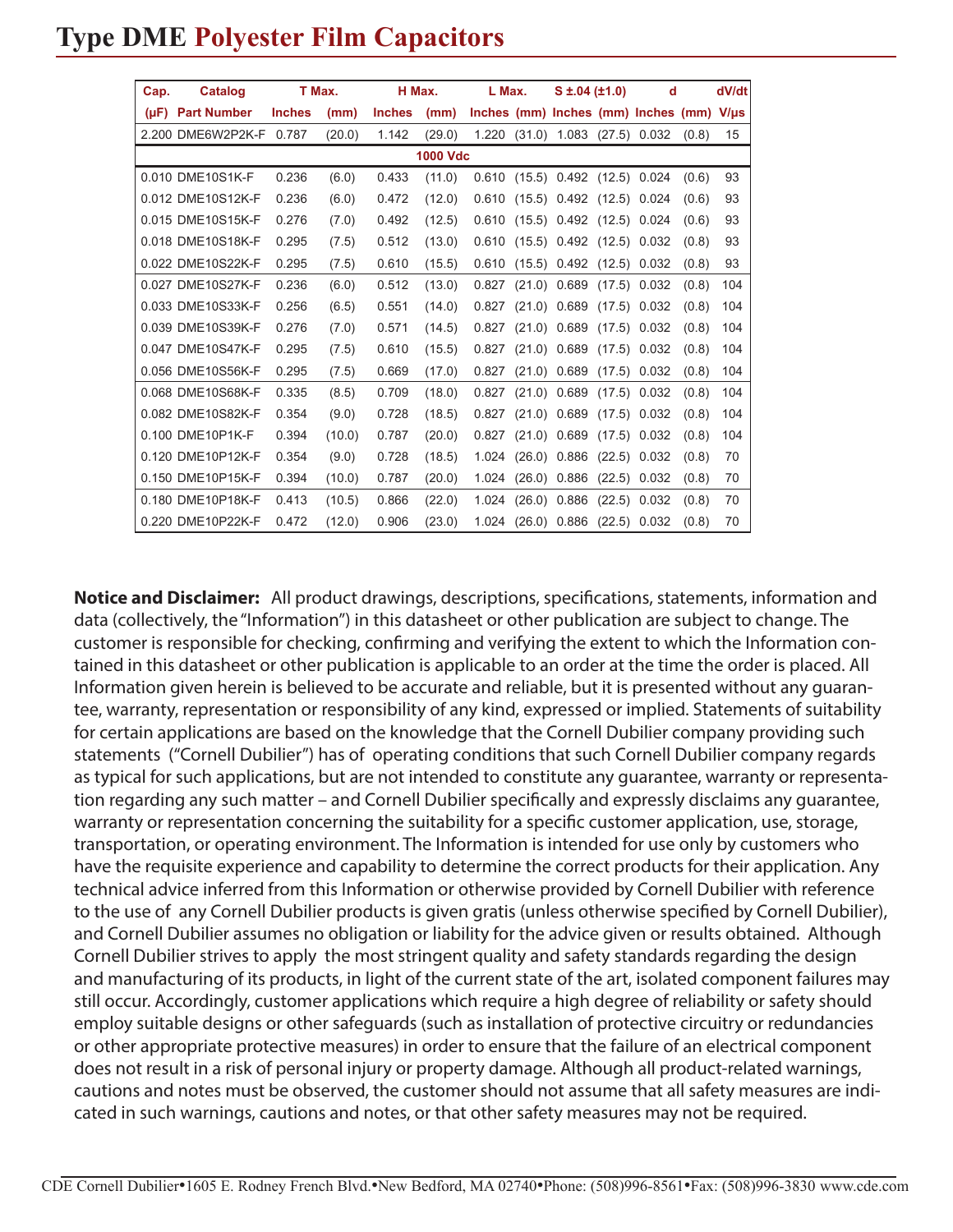# Type DME Polyester Film Capacitors

| Cap. | Catalog | T Max. | | H Max. | | L Max. | | S ±.04 (±1.0) | | d | | dV/dt |
|---|---|---|---|---|---|---|---|---|---|---|---|---|
| (µF) | Part Number | Inches | (mm) | Inches | (mm) | Inches | (mm) | Inches | (mm) | Inches | (mm) | V/µs |
| 2.200 | DME6W2P2K-F | 0.787 | (20.0) | 1.142 | (29.0) | 1.220 | (31.0) | 1.083 | (27.5) | 0.032 | (0.8) | 15 |
| **1000 Vdc** | | | | | | | | | | | | |
| 0.010 | DME10S1K-F | 0.236 | (6.0) | 0.433 | (11.0) | 0.610 | (15.5) | 0.492 | (12.5) | 0.024 | (0.6) | 93 |
| 0.012 | DME10S12K-F | 0.236 | (6.0) | 0.472 | (12.0) | 0.610 | (15.5) | 0.492 | (12.5) | 0.024 | (0.6) | 93 |
| 0.015 | DME10S15K-F | 0.276 | (7.0) | 0.492 | (12.5) | 0.610 | (15.5) | 0.492 | (12.5) | 0.024 | (0.6) | 93 |
| 0.018 | DME10S18K-F | 0.295 | (7.5) | 0.512 | (13.0) | 0.610 | (15.5) | 0.492 | (12.5) | 0.032 | (0.8) | 93 |
| 0.022 | DME10S22K-F | 0.295 | (7.5) | 0.610 | (15.5) | 0.610 | (15.5) | 0.492 | (12.5) | 0.032 | (0.8) | 93 |
| 0.027 | DME10S27K-F | 0.236 | (6.0) | 0.512 | (13.0) | 0.827 | (21.0) | 0.689 | (17.5) | 0.032 | (0.8) | 104 |
| 0.033 | DME10S33K-F | 0.256 | (6.5) | 0.551 | (14.0) | 0.827 | (21.0) | 0.689 | (17.5) | 0.032 | (0.8) | 104 |
| 0.039 | DME10S39K-F | 0.276 | (7.0) | 0.571 | (14.5) | 0.827 | (21.0) | 0.689 | (17.5) | 0.032 | (0.8) | 104 |
| 0.047 | DME10S47K-F | 0.295 | (7.5) | 0.610 | (15.5) | 0.827 | (21.0) | 0.689 | (17.5) | 0.032 | (0.8) | 104 |
| 0.056 | DME10S56K-F | 0.295 | (7.5) | 0.669 | (17.0) | 0.827 | (21.0) | 0.689 | (17.5) | 0.032 | (0.8) | 104 |
| 0.068 | DME10S68K-F | 0.335 | (8.5) | 0.709 | (18.0) | 0.827 | (21.0) | 0.689 | (17.5) | 0.032 | (0.8) | 104 |
| 0.082 | DME10S82K-F | 0.354 | (9.0) | 0.728 | (18.5) | 0.827 | (21.0) | 0.689 | (17.5) | 0.032 | (0.8) | 104 |
| 0.100 | DME10P1K-F | 0.394 | (10.0) | 0.787 | (20.0) | 0.827 | (21.0) | 0.689 | (17.5) | 0.032 | (0.8) | 104 |
| 0.120 | DME10P12K-F | 0.354 | (9.0) | 0.728 | (18.5) | 1.024 | (26.0) | 0.886 | (22.5) | 0.032 | (0.8) | 70 |
| 0.150 | DME10P15K-F | 0.394 | (10.0) | 0.787 | (20.0) | 1.024 | (26.0) | 0.886 | (22.5) | 0.032 | (0.8) | 70 |
| 0.180 | DME10P18K-F | 0.413 | (10.5) | 0.866 | (22.0) | 1.024 | (26.0) | 0.886 | (22.5) | 0.032 | (0.8) | 70 |
| 0.220 | DME10P22K-F | 0.472 | (12.0) | 0.906 | (23.0) | 1.024 | (26.0) | 0.886 | (22.5) | 0.032 | (0.8) | 70 |

**Notice and Disclaimer:** All product drawings, descriptions, specifications, statements, information and data (collectively, the "Information") in this datasheet or other publication are subject to change. The customer is responsible for checking, confirming and verifying the extent to which the Information contained in this datasheet or other publication is applicable to an order at the time the order is placed. All Information given herein is believed to be accurate and reliable, but it is presented without any guarantee, warranty, representation or responsibility of any kind, expressed or implied. Statements of suitability for certain applications are based on the knowledge that the Cornell Dubilier company providing such statements ("Cornell Dubilier") has of operating conditions that such Cornell Dubilier company regards as typical for such applications, but are not intended to constitute any guarantee, warranty or representation regarding any such matter – and Cornell Dubilier specifically and expressly disclaims any guarantee, warranty or representation concerning the suitability for a specific customer application, use, storage, transportation, or operating environment. The Information is intended for use only by customers who have the requisite experience and capability to determine the correct products for their application. Any technical advice inferred from this Information or otherwise provided by Cornell Dubilier with reference to the use of any Cornell Dubilier products is given gratis (unless otherwise specified by Cornell Dubilier), and Cornell Dubilier assumes no obligation or liability for the advice given or results obtained. Although Cornell Dubilier strives to apply the most stringent quality and safety standards regarding the design and manufacturing of its products, in light of the current state of the art, isolated component failures may still occur. Accordingly, customer applications which require a high degree of reliability or safety should employ suitable designs or other safeguards (such as installation of protective circuitry or redundancies or other appropriate protective measures) in order to ensure that the failure of an electrical component does not result in a risk of personal injury or property damage. Although all product-related warnings, cautions and notes must be observed, the customer should not assume that all safety measures are indicated in such warnings, cautions and notes, or that other safety measures may not be required.

CDE Cornell Dubilier•1605 E. Rodney French Blvd.•New Bedford, MA 02740•Phone: (508)996-8561•Fax: (508)996-3830 www.cde.com